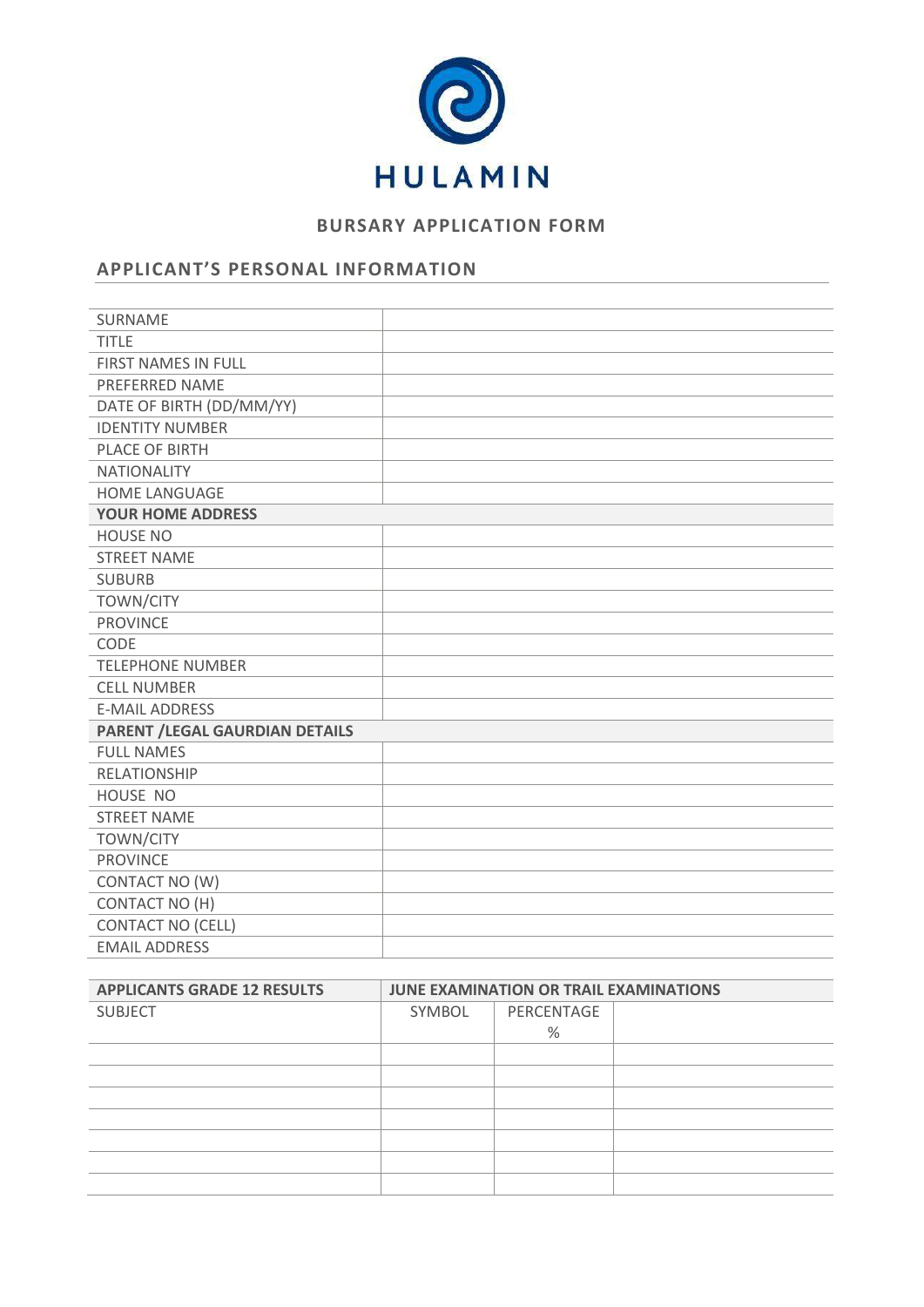HULAMIN

## BURSARY APPLICATION FORM

## APPLICANT'S PERSONAL INFORMATION

| | |
|---|---|
| SURNAME | |
| TITLE | |
| FIRST NAMES IN FULL | |
| PREFERRED NAME | |
| DATE OF BIRTH (DD/MM/YY) | |
| IDENTITY NUMBER | |
| PLACE OF BIRTH | |
| NATIONALITY | |
| HOME LANGUAGE | |
| **YOUR HOME ADDRESS** | |
| HOUSE NO | |
| STREET NAME | |
| SUBURB | |
| TOWN/CITY | |
| PROVINCE | |
| CODE | |
| TELEPHONE NUMBER | |
| CELL NUMBER | |
| E-MAIL ADDRESS | |
| **PARENT /LEGAL GAURDIAN DETAILS** | |
| FULL NAMES | |
| RELATIONSHIP | |
| HOUSE NO | |
| STREET NAME | |
| TOWN/CITY | |
| PROVINCE | |
| CONTACT NO (W) | |
| CONTACT NO (H) | |
| CONTACT NO (CELL) | |
| EMAIL ADDRESS | |

| **APPLICANTS GRADE 12 RESULTS** | **JUNE EXAMINATION OR TRAIL EXAMINATIONS** | | |
|---|---|---|---|
| SUBJECT | SYMBOL | PERCENTAGE % | |
| | | | |
| | | | |
| | | | |
| | | | |
| | | | |
| | | | |
| | | | |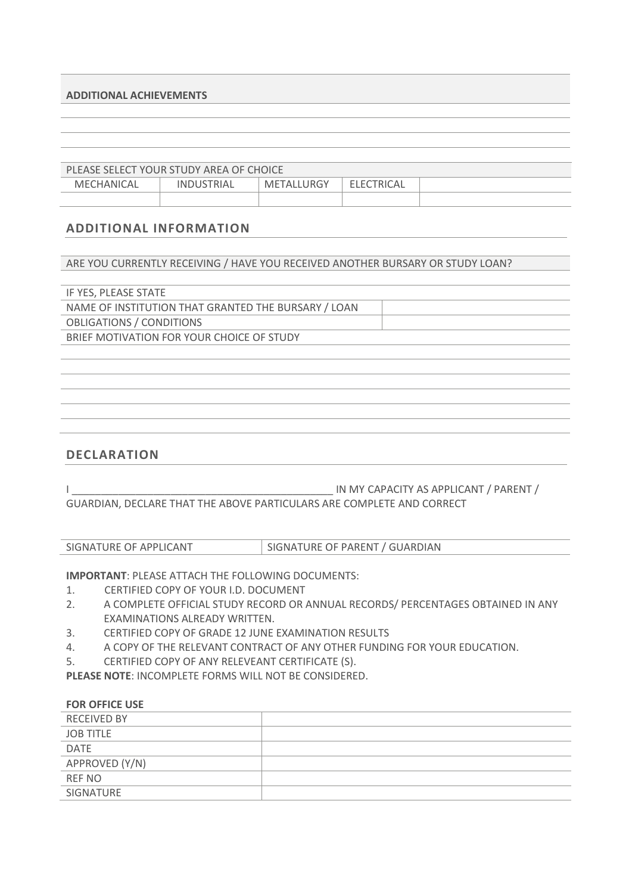**ADDITIONAL ACHIEVEMENTS**

| PLEASE SELECT YOUR STUDY AREA OF CHOICE | | | | |
|---|---|---|---|---|
| MECHANICAL | INDUSTRIAL | METALLURGY | ELECTRICAL | |
| | | | | |

## ADDITIONAL INFORMATION

ARE YOU CURRENTLY RECEIVING / HAVE YOU RECEIVED ANOTHER BURSARY OR STUDY LOAN?

| IF YES, PLEASE STATE | |
|---|---|
| NAME OF INSTITUTION THAT GRANTED THE BURSARY / LOAN | |
| OBLIGATIONS / CONDITIONS | |

BRIEF MOTIVATION FOR YOUR CHOICE OF STUDY

## DECLARATION

I ______________________________________________ IN MY CAPACITY AS APPLICANT / PARENT / GUARDIAN, DECLARE THAT THE ABOVE PARTICULARS ARE COMPLETE AND CORRECT

| SIGNATURE OF APPLICANT | SIGNATURE OF PARENT / GUARDIAN |
|---|---|

**IMPORTANT**: PLEASE ATTACH THE FOLLOWING DOCUMENTS:

1. CERTIFIED COPY OF YOUR I.D. DOCUMENT
2. A COMPLETE OFFICIAL STUDY RECORD OR ANNUAL RECORDS/ PERCENTAGES OBTAINED IN ANY EXAMINATIONS ALREADY WRITTEN.
3. CERTIFIED COPY OF GRADE 12 JUNE EXAMINATION RESULTS
4. A COPY OF THE RELEVANT CONTRACT OF ANY OTHER FUNDING FOR YOUR EDUCATION.
5. CERTIFIED COPY OF ANY RELEVEANT CERTIFICATE (S).

**PLEASE NOTE**: INCOMPLETE FORMS WILL NOT BE CONSIDERED.

**FOR OFFICE USE**

| | |
|---|---|
| RECEIVED BY | |
| JOB TITLE | |
| DATE | |
| APPROVED (Y/N) | |
| REF NO | |
| SIGNATURE | |